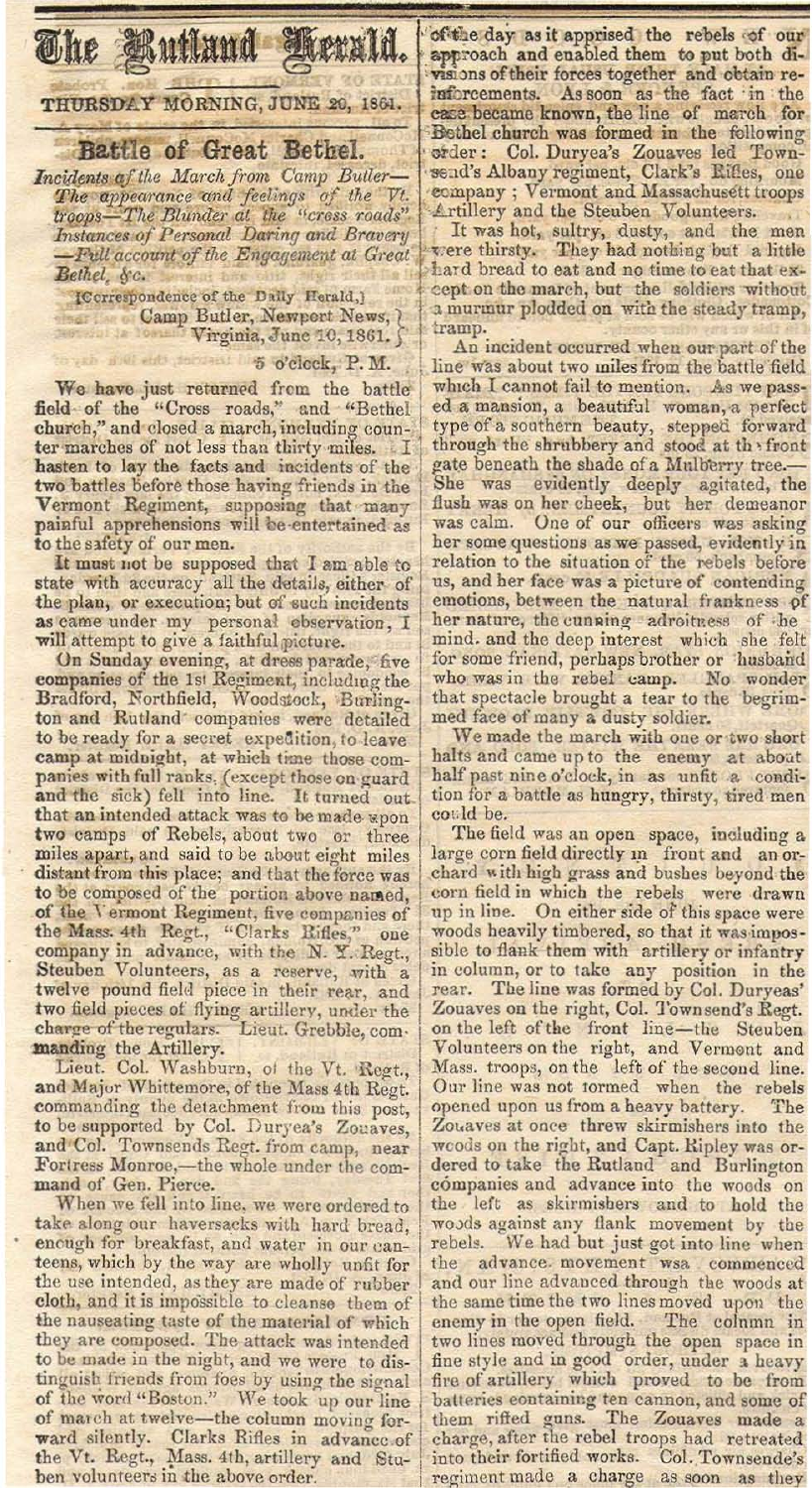# The Rutland Herald.

THURSDAY MORNING, JUNE 20, 1861.

## Battle of Great Bethel.

*Incidents of the March from Camp Butler—The appearance and feelings of the Vt. troops—The Blunder at the "cross roads" Instances of Personal Daring and Bravery—Full account of the Engagement at Great Bethel, &c.*

[Correspondence of the Daily Herald,]

Camp Butler, Newport News, Virginia, June 10, 1861.

5 o'clock, P. M.

We have just returned from the battle field of the "Cross roads," and "Bethel church," and closed a march, including counter marches of not less than thirty miles. I hasten to lay the facts and incidents of the two battles before those having friends in the Vermont Regiment, supposing that many painful apprehensions will be entertained as to the safety of our men.

It must not be supposed that I am able to state with accuracy all the details, either of the plan, or execution; but of such incidents as came under my personal observation, I will attempt to give a faithful picture.

On Sunday evening, at dress parade, five companies of the 1st Regiment, including the Bradford, Northfield, Woodstock, Burlington and Rutland companies were detailed to be ready for a secret expedition, to leave camp at midnight, at which time those companies with full ranks, (except those on guard and the sick) fell into line. It turned out that an intended attack was to be made upon two camps of Rebels, about two or three miles apart, and said to be about eight miles distant from this place; and that the force was to be composed of the portion above named, of the Vermont Regiment, five companies of the Mass. 4th Regt., "Clarks Rifles," one company in advance, with the N. Y. Regt., Steuben Volunteers, as a reserve, with a twelve pound field piece in their rear, and two field pieces of flying artillery, under the charge of the regulars. Lieut. Grebble, commanding the Artillery.

Lieut. Col. Washburn, of the Vt. Regt., and Major Whittemore, of the Mass 4th Regt. commanding the detachment from this post, to be supported by Col. Duryea's Zouaves, and Col. Townsends Regt. from camp, near Fortress Monroe,—the whole under the command of Gen. Pierce.

When we fell into line, we were ordered to take along our haversacks with hard bread, enough for breakfast, and water in our canteens, which by the way are wholly unfit for the use intended, as they are made of rubber cloth, and it is impossible to cleanse them of the nauseating taste of the material of which they are composed. The attack was intended to be made in the night, and we were to distinguish friends from foes by using the signal of the word "Boston." We took up our line of march at twelve—the column moving forward silently. Clarks Rifles in advance of the Vt. Regt., Mass. 4th, artillery and Stuben volunteers in the above order.

of the day as it apprised the rebels of our approach and enabled them to put both divisions of their forces together and obtain reinforcements. As soon as the fact in the case became known, the line of march for Bethel church was formed in the following order: Col. Duryea's Zouaves led Townsend's Albany regiment, Clark's Rifles, one company; Vermont and Massachusett troops Artillery and the Steuben Volunteers.

It was hot, sultry, dusty, and the men were thirsty. They had nothing but a little hard bread to eat and no time to eat that except on the march, but the soldiers without a murmur plodded on with the steady tramp, tramp.

An incident occurred when our part of the line was about two miles from the battle field which I cannot fail to mention. As we passed a mansion, a beautiful woman, a perfect type of a southern beauty, stepped forward through the shrubbery and stood at the front gate beneath the shade of a Mulberry tree.— She was evidently deeply agitated, the flush was on her cheek, but her demeanor was calm. One of our officers was asking her some questions as we passed, evidently in relation to the situation of the rebels before us, and her face was a picture of contending emotions, between the natural frankness of her nature, the cunning adroitness of the mind. and the deep interest which she felt for some friend, perhaps brother or husband who was in the rebel camp. No wonder that spectacle brought a tear to the begrimmed face of many a dusty soldier.

We made the march with one or two short halts and came up to the enemy at about half past nine o'clock, in as unfit a condition for a battle as hungry, thirsty, tired men could be.

The field was an open space, including a large corn field directly in front and an orchard with high grass and bushes beyond the corn field in which the rebels were drawn up in line. On either side of this space were woods heavily timbered, so that it was impossible to flank them with artillery or infantry in column, or to take any position in the rear. The line was formed by Col. Duryeas' Zouaves on the right, Col. Townsend's Regt. on the left of the front line—the Steuben Volunteers on the right, and Vermont and Mass. troops, on the left of the second line. Our line was not formed when the rebels opened upon us from a heavy battery. The Zouaves at once threw skirmishers into the woods on the right, and Capt. Ripley was ordered to take the Rutland and Burlington companies and advance into the woods on the left as skirmishers and to hold the woods against any flank movement by the rebels. We had but just got into line when the advance movement wsa commenced and our line advanced through the woods at the same time the two lines moved upon the enemy in the open field. The column in two lines moved through the open space in fine style and in good order, under a heavy fire of artillery which proved to be from batteries containing ten cannon, and some of them rifted guns. The Zouaves made a charge, after the rebel troops had retreated into their fortified works. Col. Townsende's regiment made a charge as soon as they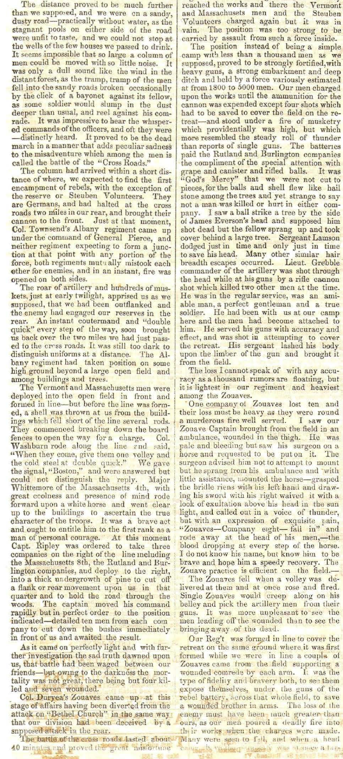The distance proved to be much further than we supposed, and we were on a sandy, dusty road—practically without water, as the stagnant pools on either side of the road were unfit to taste, and we could not stop at the wells of the few houses we passed to drink. It seems impossible that so large a column of men could be moved with so little noise. It was only a dull sound like the wind in the distant forest, as the tramp, tramp of the men fell into the sandy roads broken occasionally by the click of a bayonet against its fellow, as some soldier would slump in the dust deeper than usual, and reel against his comrade. It was impressive to hear the whispered commands of the officers, and oft they were—distinctly heard. It proved to be the dead march in a manner that adds peculiar sadness to the misadventure which among the men is called the battle of the "Cross Roads."

The column had arrived within a short distance of where, we expected to find the first encampment of rebels, with the exception of the reserve or Steuben Volunteers. They are Germans, and had halted at the cross roads two miles in our rear, and brought their cannon to the front. Just at that moment, Col. Townsend's Albany regiment came up under the command of General Pierce, and neither regiment expecting to form a junction at that point with any portion of the force, both regiments mutually mistook each other for enemies, and in an instant, fire was opened on both sides.

The roar of artillery and hundreds of muskets, just at early twilight, apprised us as we supposed, that we had been outflanked and the enemy had engaged our reserves in the rear. An instant countermand and "double quick" every step of the way, soon brought us back over the two miles we had just passed to the cross roads. It was still too dark to distinguish uniforms at a distance. The Albany regiment had taken position on some high ground beyond a large open field and among buildings and trees.

The Vermont and Massachusetts men were deployed into the open field in front and formed in line—but before the line was formed, a shell was thrown at us from the buildings which fell short of the line several rods. They commenced breaking down the board fences to open the way for a charge. Col. Washburn rode along the line and said, "When they come, give them one volley and the cold steel at double quick." We gave the signal, "Boston," and were answered but could not distinguish the reply. Major Whittemore of the Massachusetts 4th, with great coolness and presence of mind rode forward upon a white horse and went clear up to the buildings to ascertain the true character of the troops. It was a brave act and ought to entitle him to the first rank as a man of personal courage. At this moment Capt. Ripley was ordered to take three companies on the right of the line including the Massachusetts 8th, the Rutland and Burlington companies, and deploy to the right, into a thick undergrowth of pine to cut off a flank or rear movement upon us in that quarter and to hold the road through the woods. The captain moved his command rapidly but in perfect order to the position indicated—detailed ten men from each company to cut down the bushes immediately in front of us and awaited the result.

As it came on perfectly light and with further investigation the sad truth dawned upon us, that battle had been waged between our friends—but owing to the darkness the mortality was not great, there being but four killed and seven wounded.

Col. Duryea's Zouaves came up at this stage of affairs having been diverted from the attack on "Bethel Church" in the same way that our division had been deceived by a supposed attack in the rear.

The battle of the cross roads lasted about 40 minutes and proved the great misfortune of the day. When we reached the works and there the Vermont and Massachusets men and the Steuben Volunteers charged again but it was in vain. The position was too strong to be carried by assault from such a force inside.

The position instead of being a simple camp with less than a thousand men as we supposed, proved to be strongly fortified, with heavy guns, a strong embankment and deep ditch and held by a force variously estimated at from 1800 to 5000 men. Our men charged upon the works until the ammunition for the cannon was expended except four shots which had to be saved to cover the field on the retreat—and stood under a fire of musketry which providentially was high, but which more resembled the steady roll of thunder than reports of single guns. The batteries paid the Rutland and Burlington companies the compliment of the special attention with grape and canister and rifled balls. It was "God's Mercy" that we were not cut to pieces, for the balls and shell flew like hail stone among the trees and yet strange to say not a man was killed or hurt in either company. I saw a ball strike a tree by the side of James Everson's head and supposed him shot dead but the fellow sprang up and took cover behind a large tree. Sergeant Lamson dodged just in time and only just in time to save his head. Many other similar hair breadth escapes occurred. Lieut. Grebble commander of the artillery was shot through the head while at his guns by a rifle cannon shot which killed two other men at the time. He was in the regular service, was an amiable man, a perfect gentleman and a true soldier. He had been with us at our camp here and the men had become attached to him. He served his guns with accuracy and effect, and was shot in attempting to cover the retreat. His sergeant lashed his body upon the limber of the gun and brought it from the field.

The loss I cannot speak of with any accuracy as a thousand rumors are floating, but it is lightest in our regiment and heaviest among the Zouaves.

One company of Zouaves lost ten and their loss must be heavy as they were round a murderous fire well served. I saw our Zouave Captain brought from the field in an ambulance, wounded in the thigh. He was pale and bleeding but saw his surgeon on a horse and requested to be put on it. The surgeon advised him not to attempt to mount but he sprang from his ambulance and with little assistance, mounted the horse—grasped the bridle riens with his left hand and drawing his sword with his right waived it with a look of exultation above his head in the sun light, and called out in a voice of thunder, but with an expression of exquisite pain, "Zouaves—Company eight— fall in" and rode away at the head of his men,—the blood dropping at every step of the horse. I do not know his name, but know him to be brave and hope him a speedy recovery. The Zouave practice is efficient on the field.—

The Zouaves fell when a volley was delivered at them and at once rose and fired. Single Zouaves would creep along on his belley and pick the artillery men from their guns. It was more unpleasant to see the men leading off the wounded than to see the bringing away of the dead.

Our Reg't was formed in line to cover the retreat on the same ground where it was first formed while we were in line a couple of Zouaves came from the field supporting a wounded comrede by each arm. It was the type of fidelity and bravery both, to see them expose themselves, under the guns of the rebel battery, across that whole field, to save a wounded brother in arms. The loss of the enemy must have been much greater than ours, as our men poured a deadly fire into their works when the charges were made. Many were seen to fall, and when a head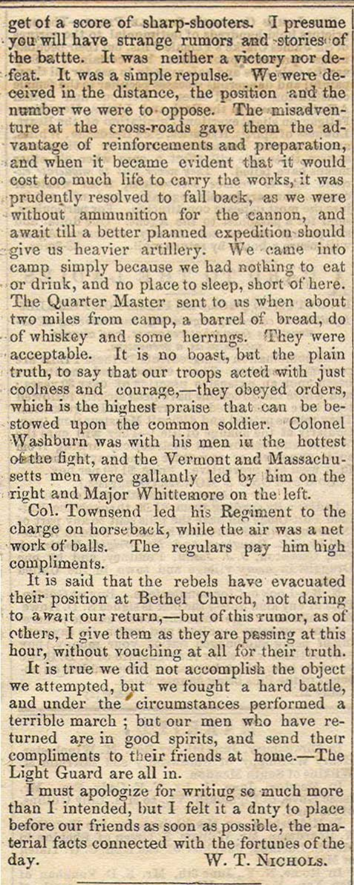get of a score of sharp-shooters. I presume you will have strange rumors and stories of the battte. It was neither a victory nor defeat. It was a simple repulse. We were deceived in the distance, the position and the number we were to oppose. The misadventure at the cross-roads gave them the advantage of reinforcements and preparation, and when it became evident that it would cost too much life to carry the works, it was prudently resolved to fall back, as we were without ammunition for the cannon, and await till a better planned expedition should give us heavier artillery. We came into camp simply because we had nothing to eat or drink, and no place to sleep, short of here. The Quarter Master sent to us when about two miles from camp, a barrel of bread, do of whiskey and some herrings. They were acceptable. It is no boast, but the plain truth, to say that our troops acted with just coolness and courage,—they obeyed orders, which is the highest praise that can be bestowed upon the common soldier. Colonel Washburn was with his men iu the hottest of the fight, and the Vermont and Massachusetts men were gallantly led by him on the right and Major Whittemore on the left.

Col. Townsend led his Regiment to the charge on horseback, while the air was a net work of balls. The regulars pay him high compliments.

It is said that the rebels have evacuated their position at Bethel Church, not daring to await our return,—but of this rumor, as of others, I give them as they are passing at this hour, without vouching at all for their truth.

It is true we did not accomplish the object we attempted, but we fought a hard battle, and under the circumstances performed a terrible march ; but our men who have returned are in good spirits, and send their compliments to their friends at home.—The Light Guard are all in.

I must apologize for writiug so much more than I intended, but I felt it a dnty to place before our friends as soon as possible, the material facts connected with the fortunes of the day.

W. T. Nichols.